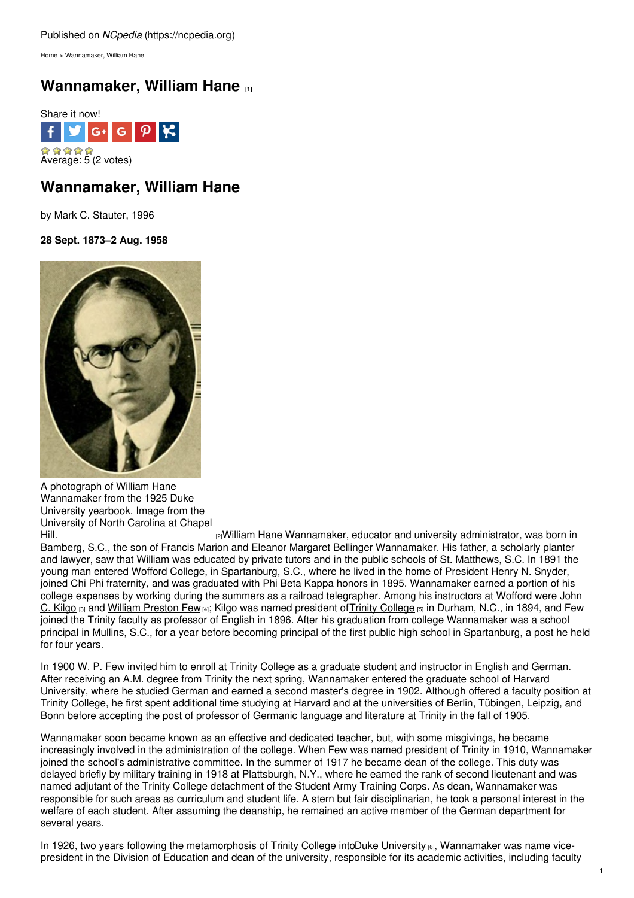Published on *NCpedia* (https://ncpedia.org)

Home > Wannamaker, William Hane

# Wannamaker, William Hane [1]

Share it now!

Average: 5 (2 votes)

## Wannamaker, William Hane

by Mark C. Stauter, 1996

**28 Sept. 1873–2 Aug. 1958**

A photograph of William Hane Wannamaker from the 1925 Duke University yearbook. Image from the University of North Carolina at Chapel Hill. [2]

William Hane Wannamaker, educator and university administrator, was born in Bamberg, S.C., the son of Francis Marion and Eleanor Margaret Bellinger Wannamaker. His father, a scholarly planter and lawyer, saw that William was educated by private tutors and in the public schools of St. Matthews, S.C. In 1891 the young man entered Wofford College, in Spartanburg, S.C., where he lived in the home of President Henry N. Snyder, joined Chi Phi fraternity, and was graduated with Phi Beta Kappa honors in 1895. Wannamaker earned a portion of his college expenses by working during the summers as a railroad telegrapher. Among his instructors at Wofford were John C. Kilgo [3] and William Preston Few [4]; Kilgo was named president of Trinity College [5] in Durham, N.C., in 1894, and Few joined the Trinity faculty as professor of English in 1896. After his graduation from college Wannamaker was a school principal in Mullins, S.C., for a year before becoming principal of the first public high school in Spartanburg, a post he held for four years.

In 1900 W. P. Few invited him to enroll at Trinity College as a graduate student and instructor in English and German. After receiving an A.M. degree from Trinity the next spring, Wannamaker entered the graduate school of Harvard University, where he studied German and earned a second master's degree in 1902. Although offered a faculty position at Trinity College, he first spent additional time studying at Harvard and at the universities of Berlin, Tübingen, Leipzig, and Bonn before accepting the post of professor of Germanic language and literature at Trinity in the fall of 1905.

Wannamaker soon became known as an effective and dedicated teacher, but, with some misgivings, he became increasingly involved in the administration of the college. When Few was named president of Trinity in 1910, Wannamaker joined the school's administrative committee. In the summer of 1917 he became dean of the college. This duty was delayed briefly by military training in 1918 at Plattsburgh, N.Y., where he earned the rank of second lieutenant and was named adjutant of the Trinity College detachment of the Student Army Training Corps. As dean, Wannamaker was responsible for such areas as curriculum and student life. A stern but fair disciplinarian, he took a personal interest in the welfare of each student. After assuming the deanship, he remained an active member of the German department for several years.

In 1926, two years following the metamorphosis of Trinity College into Duke University [6], Wannamaker was name vice-president in the Division of Education and dean of the university, responsible for its academic activities, including faculty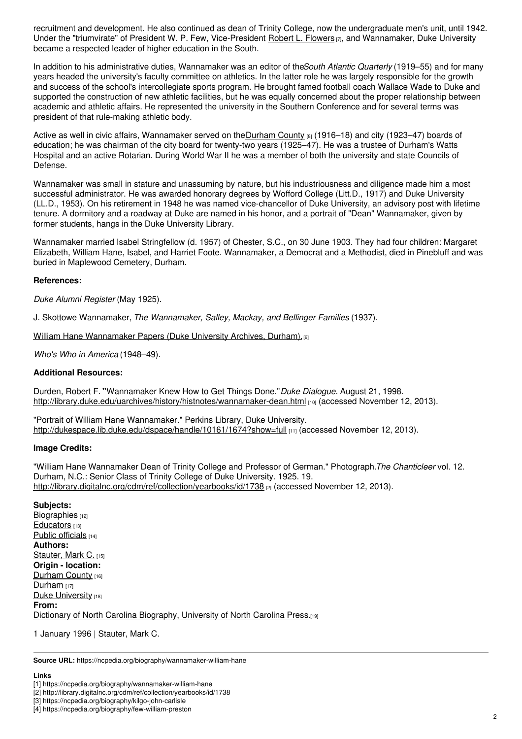recruitment and development. He also continued as dean of Trinity College, now the undergraduate men's unit, until 1942. Under the "triumvirate" of President W. P. Few, Vice-President Robert L. Flowers [7], and Wannamaker, Duke University became a respected leader of higher education in the South.

In addition to his administrative duties, Wannamaker was an editor of the *South Atlantic Quarterly* (1919–55) and for many years headed the university's faculty committee on athletics. In the latter role he was largely responsible for the growth and success of the school's intercollegiate sports program. He brought famed football coach Wallace Wade to Duke and supported the construction of new athletic facilities, but he was equally concerned about the proper relationship between academic and athletic affairs. He represented the university in the Southern Conference and for several terms was president of that rule-making athletic body.

Active as well in civic affairs, Wannamaker served on the Durham County [8] (1916–18) and city (1923–47) boards of education; he was chairman of the city board for twenty-two years (1925–47). He was a trustee of Durham's Watts Hospital and an active Rotarian. During World War II he was a member of both the university and state Councils of Defense.

Wannamaker was small in stature and unassuming by nature, but his industriousness and diligence made him a most successful administrator. He was awarded honorary degrees by Wofford College (Litt.D., 1917) and Duke University (LL.D., 1953). On his retirement in 1948 he was named vice-chancellor of Duke University, an advisory post with lifetime tenure. A dormitory and a roadway at Duke are named in his honor, and a portrait of "Dean" Wannamaker, given by former students, hangs in the Duke University Library.

Wannamaker married Isabel Stringfellow (d. 1957) of Chester, S.C., on 30 June 1903. They had four children: Margaret Elizabeth, William Hane, Isabel, and Harriet Foote. Wannamaker, a Democrat and a Methodist, died in Pinebluff and was buried in Maplewood Cemetery, Durham.

**References:**

*Duke Alumni Register* (May 1925).

J. Skottowe Wannamaker, *The Wannamaker, Salley, Mackay, and Bellinger Families* (1937).

William Hane Wannamaker Papers (Duke University Archives, Durham). [9]

*Who's Who in America* (1948–49).

**Additional Resources:**

Durden, Robert F. "Wannamaker Knew How to Get Things Done." *Duke Dialogue*. August 21, 1998. http://library.duke.edu/uarchives/history/histnotes/wannamaker-dean.html [10] (accessed November 12, 2013).

"Portrait of William Hane Wannamaker." Perkins Library, Duke University. http://dukespace.lib.duke.edu/dspace/handle/10161/1674?show=full [11] (accessed November 12, 2013).

**Image Credits:**

"William Hane Wannamaker Dean of Trinity College and Professor of German." Photograph. *The Chanticleer* vol. 12. Durham, N.C.: Senior Class of Trinity College of Duke University. 1925. 19. http://library.digitalnc.org/cdm/ref/collection/yearbooks/id/1738 [2] (accessed November 12, 2013).

**Subjects:**
Biographies [12]
Educators [13]
Public officials [14]
**Authors:**
Stauter, Mark C. [15]
**Origin - location:**
Durham County [16]
Durham [17]
Duke University [18]
**From:**
Dictionary of North Carolina Biography, University of North Carolina Press. [19]

1 January 1996 | Stauter, Mark C.

**Source URL:** https://ncpedia.org/biography/wannamaker-william-hane

**Links**
[1] https://ncpedia.org/biography/wannamaker-william-hane
[2] http://library.digitalnc.org/cdm/ref/collection/yearbooks/id/1738
[3] https://ncpedia.org/biography/kilgo-john-carlisle
[4] https://ncpedia.org/biography/few-william-preston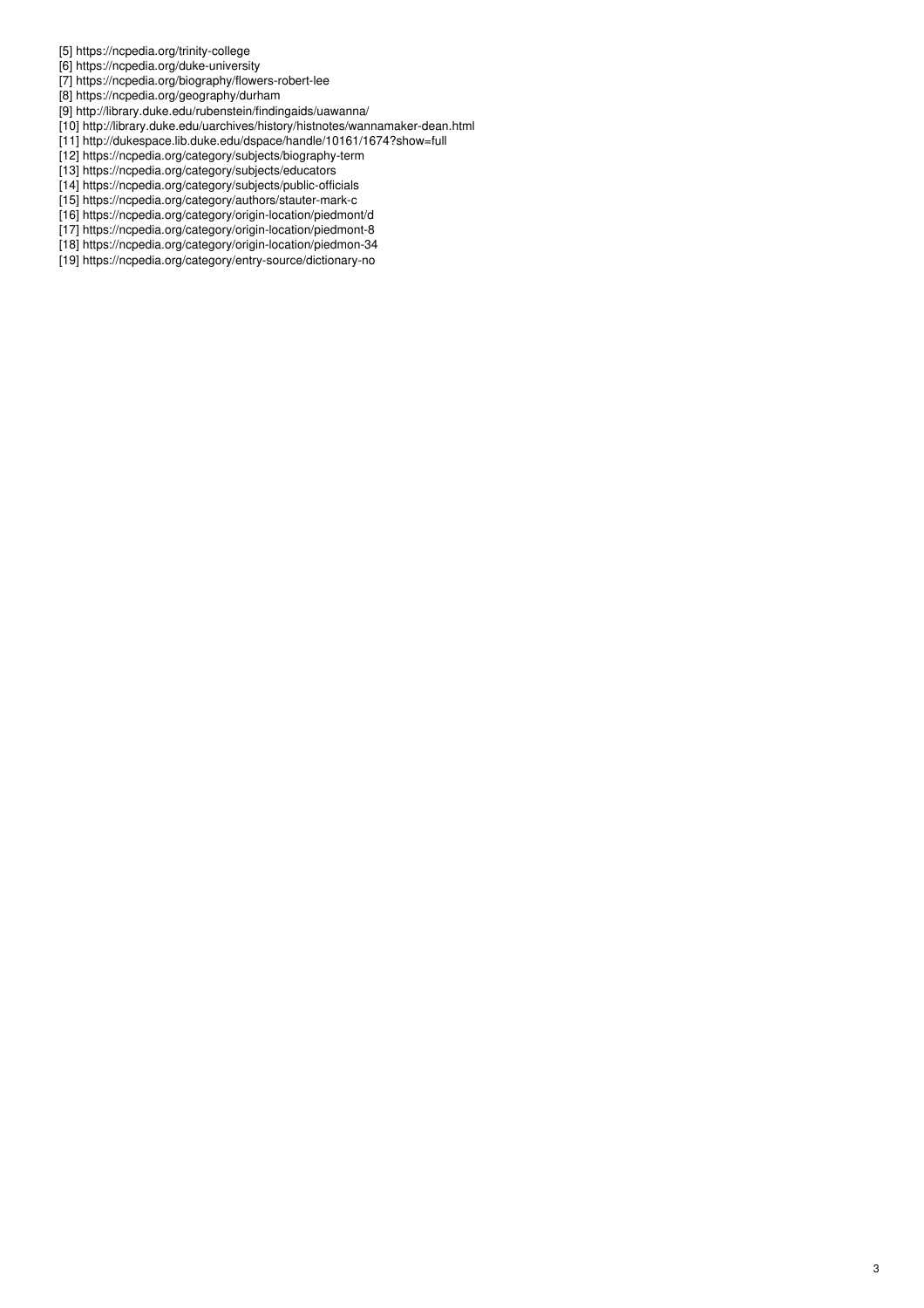[5] https://ncpedia.org/trinity-college
[6] https://ncpedia.org/duke-university
[7] https://ncpedia.org/biography/flowers-robert-lee
[8] https://ncpedia.org/geography/durham
[9] http://library.duke.edu/rubenstein/findingaids/uawanna/
[10] http://library.duke.edu/uarchives/history/histnotes/wannamaker-dean.html
[11] http://dukespace.lib.duke.edu/dspace/handle/10161/1674?show=full
[12] https://ncpedia.org/category/subjects/biography-term
[13] https://ncpedia.org/category/subjects/educators
[14] https://ncpedia.org/category/subjects/public-officials
[15] https://ncpedia.org/category/authors/stauter-mark-c
[16] https://ncpedia.org/category/origin-location/piedmont/d
[17] https://ncpedia.org/category/origin-location/piedmont-8
[18] https://ncpedia.org/category/origin-location/piedmon-34
[19] https://ncpedia.org/category/entry-source/dictionary-no